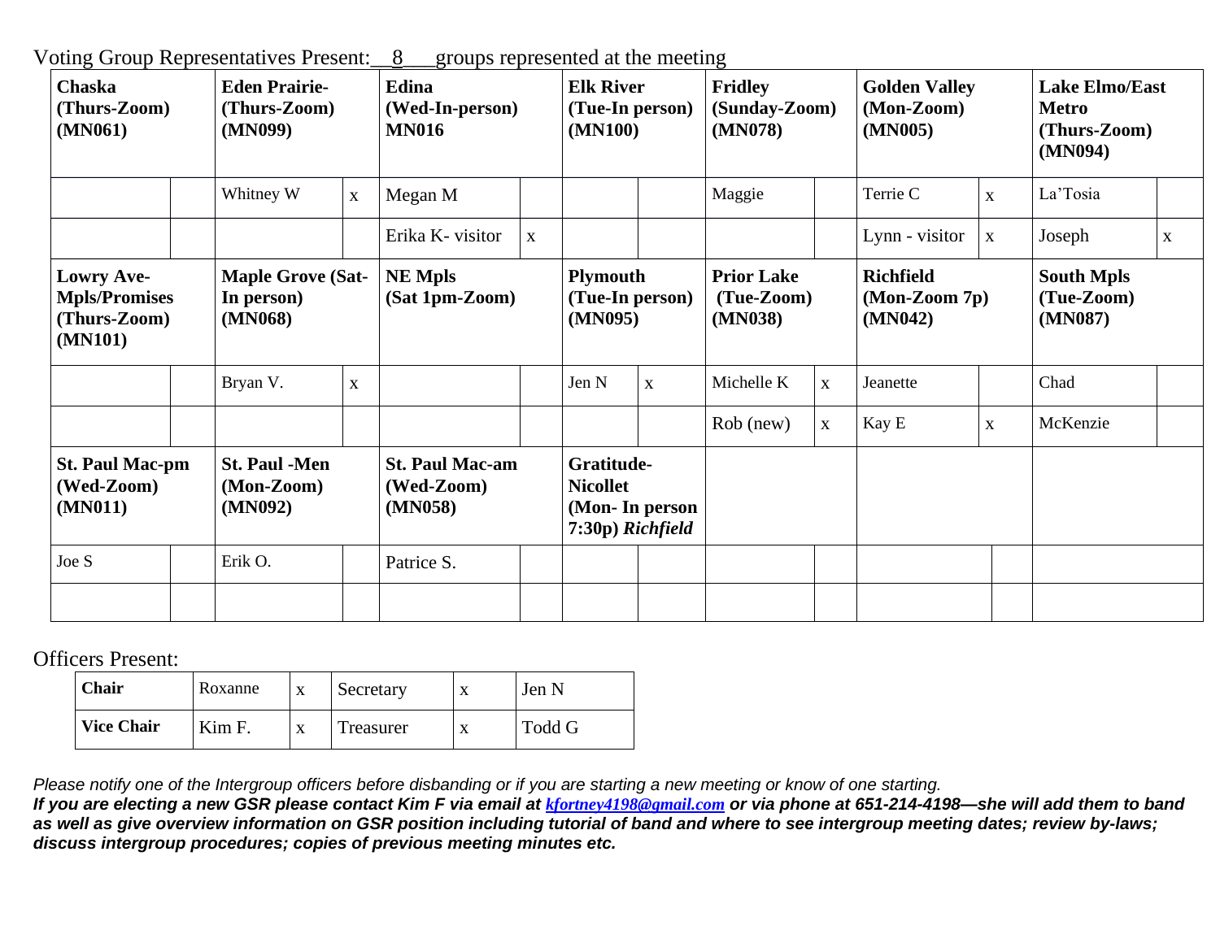Voting Group Representatives Present: __8___groups represented at the meeting

| **Chaska (Thurs-Zoom) (MN061)** | | **Eden Prairie- (Thurs-Zoom) (MN099)** | | **Edina (Wed-In-person) MN016** | | **Elk River (Tue-In person) (MN100)** | | **Fridley (Sunday-Zoom) (MN078)** | | **Golden Valley (Mon-Zoom) (MN005)** | | **Lake Elmo/East Metro (Thurs-Zoom) (MN094)** | |
|---|---|---|---|---|---|---|---|---|---|---|---|---|---|
| | | Whitney W | x | Megan M | | | | Maggie | | Terrie C | x | La'Tosia | |
| | | | | Erika K- visitor | x | | | | | Lynn - visitor | x | Joseph | x |
| **Lowry Ave-Mpls/Promises (Thurs-Zoom) (MN101)** | | **Maple Grove (Sat-In person) (MN068)** | | **NE Mpls (Sat 1pm-Zoom)** | | **Plymouth (Tue-In person) (MN095)** | | **Prior Lake (Tue-Zoom) (MN038)** | | **Richfield (Mon-Zoom 7p) (MN042)** | | **South Mpls (Tue-Zoom) (MN087)** | |
| | | Bryan V. | x | | | Jen N | x | Michelle K | x | Jeanette | | Chad | |
| | | | | | | | | Rob (new) | x | Kay E | x | McKenzie | |
| **St. Paul Mac-pm (Wed-Zoom) (MN011)** | | **St. Paul -Men (Mon-Zoom) (MN092)** | | **St. Paul Mac-am (Wed-Zoom) (MN058)** | | **Gratitude-Nicollet (Mon- In person 7:30p) *Richfield*** | | | | | | | |
| Joe S | | Erik O. | | Patrice S. | | | | | | | | | |
| | | | | | | | | | | | | | |

Officers Present:

| **Chair** | Roxanne | x | Secretary | x | Jen N |
|---|---|---|---|---|---|
| **Vice Chair** | Kim F. | x | Treasurer | x | Todd G |

*Please notify one of the Intergroup officers before disbanding or if you are starting a new meeting or know of one starting.*
***If you are electing a new GSR please contact Kim F via email at [kfortney4198@gmail.com](mailto:kfortney4198@gmail.com) or via phone at 651-214-4198—she will add them to band as well as give overview information on GSR position including tutorial of band and where to see intergroup meeting dates; review by-laws; discuss intergroup procedures; copies of previous meeting minutes etc.***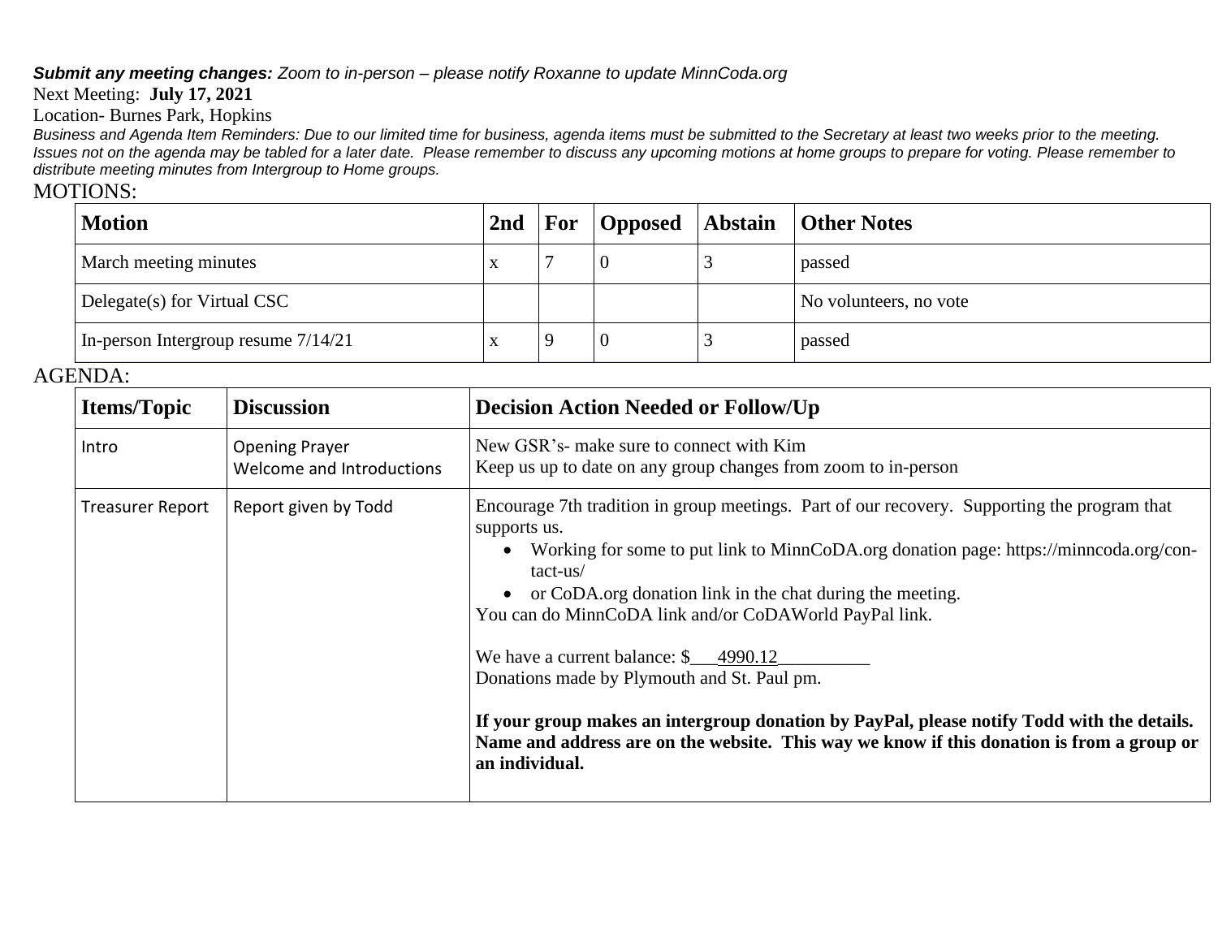***Submit any meeting changes:*** *Zoom to in-person – please notify Roxanne to update MinnCoda.org*

Next Meeting: **July 17, 2021**

Location- Burnes Park, Hopkins

*Business and Agenda Item Reminders: Due to our limited time for business, agenda items must be submitted to the Secretary at least two weeks prior to the meeting. Issues not on the agenda may be tabled for a later date. Please remember to discuss any upcoming motions at home groups to prepare for voting. Please remember to distribute meeting minutes from Intergroup to Home groups.*

MOTIONS:

| Motion | 2nd | For | Opposed | Abstain | Other Notes |
|---|---|---|---|---|---|
| March meeting minutes | x | 7 | 0 | 3 | passed |
| Delegate(s) for Virtual CSC | | | | | No volunteers, no vote |
| In-person Intergroup resume 7/14/21 | x | 9 | 0 | 3 | passed |

AGENDA:

| Items/Topic | Discussion | Decision Action Needed or Follow/Up |
|---|---|---|
| Intro | Opening Prayer<br>Welcome and Introductions | New GSR's- make sure to connect with Kim<br>Keep us up to date on any group changes from zoom to in-person |
| Treasurer Report | Report given by Todd | Encourage 7th tradition in group meetings. Part of our recovery. Supporting the program that supports us.<br>• Working for some to put link to MinnCoDA.org donation page: https://minncoda.org/contact-us/<br>• or CoDA.org donation link in the chat during the meeting.<br>You can do MinnCoDA link and/or CoDAWorld PayPal link.<br><br>We have a current balance: $\_\_\_4990.12\_\_\_\_\_\_\_\_\_\_<br>Donations made by Plymouth and St. Paul pm.<br><br>**If your group makes an intergroup donation by PayPal, please notify Todd with the details. Name and address are on the website. This way we know if this donation is from a group or an individual.** |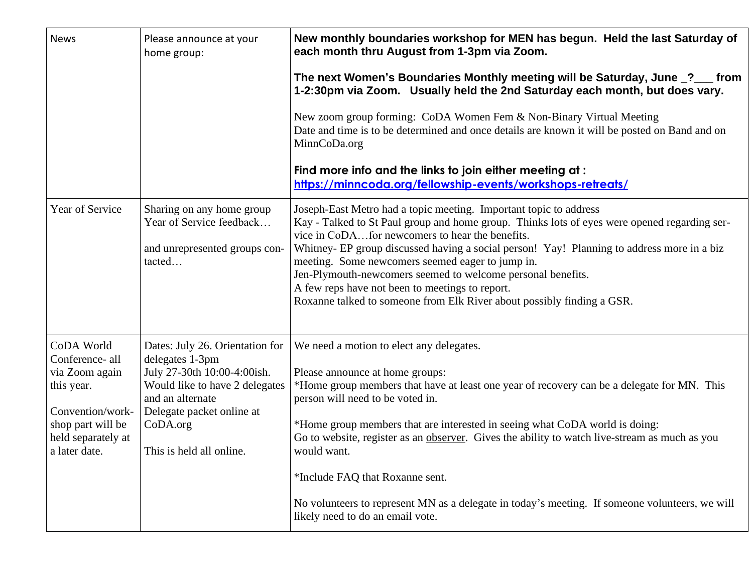| News | Please announce at your home group: | **New monthly boundaries workshop for MEN has begun. Held the last Saturday of each month thru August from 1-3pm via Zoom.**<br><br>**The next Women's Boundaries Monthly meeting will be Saturday, June _?___ from 1-2:30pm via Zoom. Usually held the 2nd Saturday each month, but does vary.**<br><br>New zoom group forming: CoDA Women Fem & Non-Binary Virtual Meeting<br>Date and time is to be determined and once details are known it will be posted on Band and on MinnCoDa.org<br><br>**Find more info and the links to join either meeting at :**<br>**https://minncoda.org/fellowship-events/workshops-retreats/** |
|---|---|---|
| Year of Service | Sharing on any home group Year of Service feedback…<br><br>and unrepresented groups contacted… | Joseph-East Metro had a topic meeting. Important topic to address<br>Kay - Talked to St Paul group and home group. Thinks lots of eyes were opened regarding service in CoDA…for newcomers to hear the benefits.<br>Whitney- EP group discussed having a social person! Yay! Planning to address more in a biz meeting. Some newcomers seemed eager to jump in.<br>Jen-Plymouth-newcomers seemed to welcome personal benefits.<br>A few reps have not been to meetings to report.<br>Roxanne talked to someone from Elk River about possibly finding a GSR. |
| CoDA World Conference- all via Zoom again this year.<br><br>Convention/workshop part will be held separately at a later date. | Dates: July 26. Orientation for delegates 1-3pm<br>July 27-30th 10:00-4:00ish.<br>Would like to have 2 delegates and an alternate<br>Delegate packet online at CoDA.org<br><br>This is held all online. | We need a motion to elect any delegates.<br><br>Please announce at home groups:<br>*Home group members that have at least one year of recovery can be a delegate for MN. This person will need to be voted in.<br><br>*Home group members that are interested in seeing what CoDA world is doing:<br>Go to website, register as an <u>observer</u>. Gives the ability to watch live-stream as much as you would want.<br><br>*Include FAQ that Roxanne sent.<br><br>No volunteers to represent MN as a delegate in today's meeting. If someone volunteers, we will likely need to do an email vote. |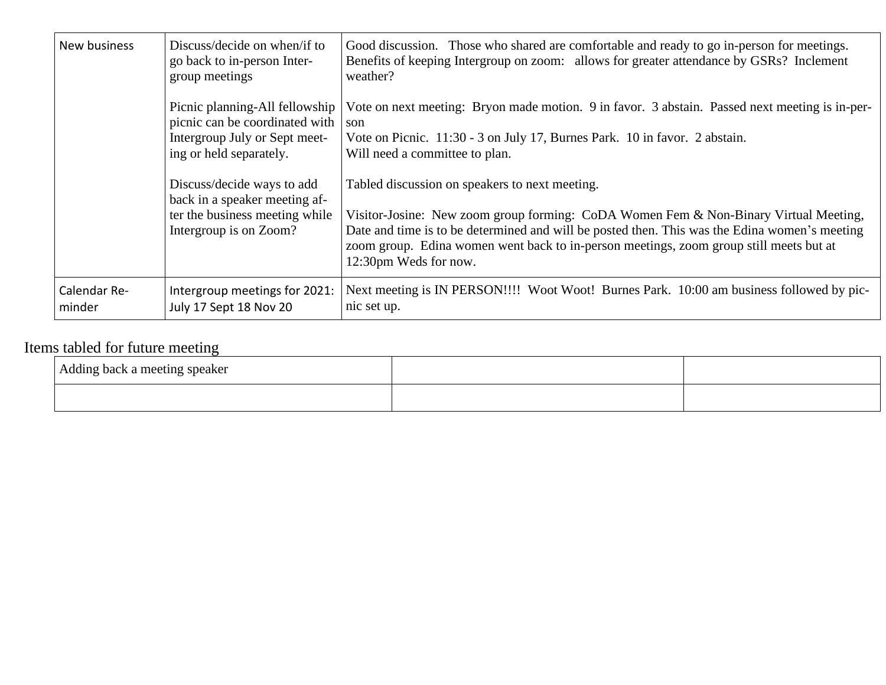| | | |
|---|---|---|
| New business | Discuss/decide on when/if to go back to in-person Intergroup meetings<br><br>Picnic planning-All fellowship picnic can be coordinated with Intergroup July or Sept meeting or held separately.<br><br>Discuss/decide ways to add back in a speaker meeting after the business meeting while Intergroup is on Zoom? | Good discussion. Those who shared are comfortable and ready to go in-person for meetings. Benefits of keeping Intergroup on zoom: allows for greater attendance by GSRs? Inclement weather?<br><br>Vote on next meeting: Bryon made motion. 9 in favor. 3 abstain. Passed next meeting is in-person<br>Vote on Picnic. 11:30 - 3 on July 17, Burnes Park. 10 in favor. 2 abstain.<br>Will need a committee to plan.<br><br>Tabled discussion on speakers to next meeting.<br><br>Visitor-Josine: New zoom group forming: CoDA Women Fem & Non-Binary Virtual Meeting, Date and time is to be determined and will be posted then. This was the Edina women's meeting zoom group. Edina women went back to in-person meetings, zoom group still meets but at 12:30pm Weds for now. |
| Calendar Reminder | Intergroup meetings for 2021: July 17 Sept 18 Nov 20 | Next meeting is IN PERSON!!!! Woot Woot! Burnes Park. 10:00 am business followed by picnic set up. |

Items tabled for future meeting

| | | |
|---|---|---|
| Adding back a meeting speaker | | |
| | | |